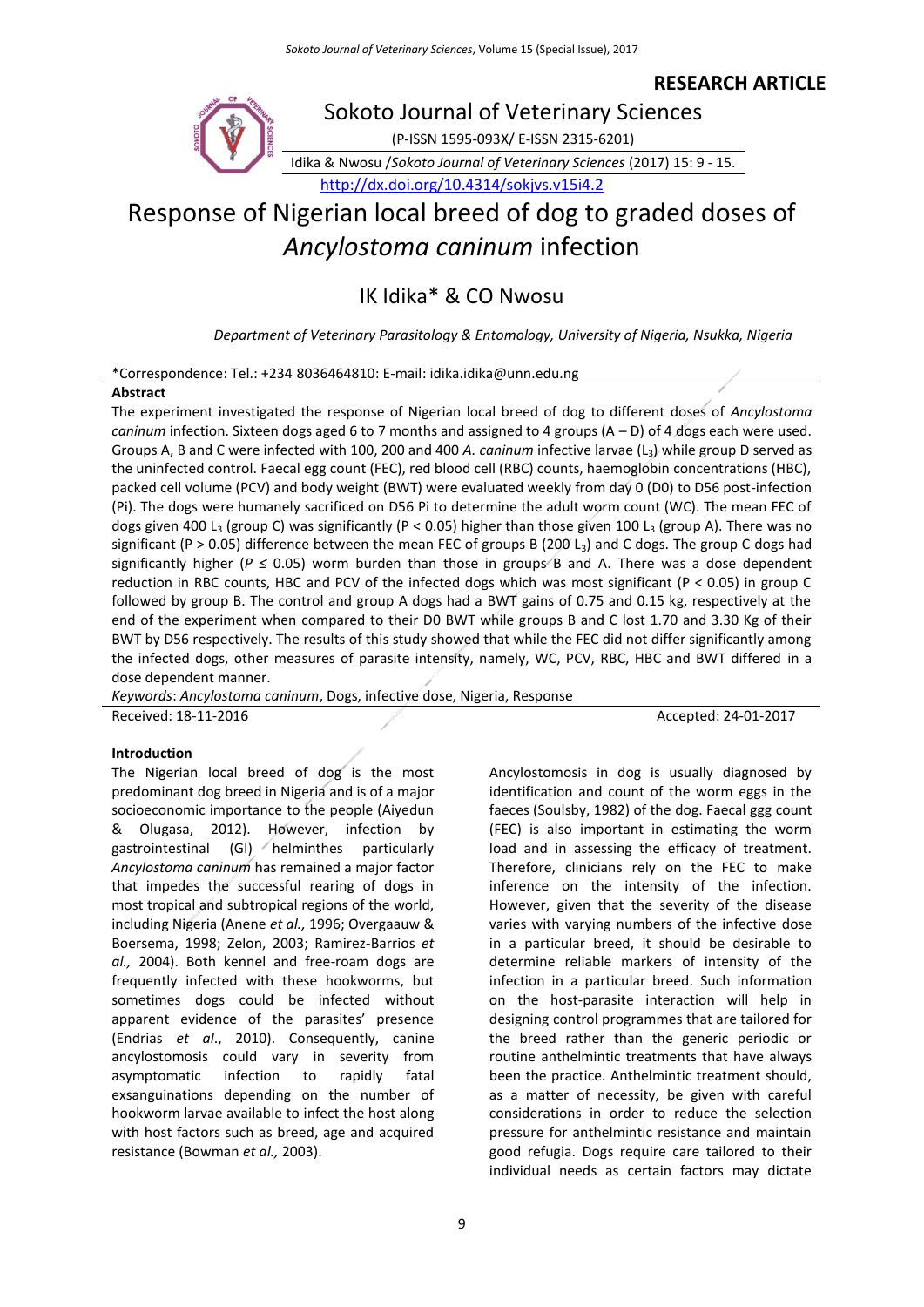**RESEARCH ARTICLE**

Sokoto Journal of Veterinary Sciences

(P-ISSN 1595-093X/ E-ISSN 2315-6201)

Idika & Nwosu /*Sokoto Journal of Veterinary Sciences* (2017) 15: 9 - 15.

http://dx.doi.org/10.4314/sokjvs.v15i4.2

# Response of Nigerian local breed of dog to graded doses of *Ancylostoma caninum* infection

## IK Idika* & CO Nwosu

*Department of Veterinary Parasitology & Entomology, University of Nigeria, Nsukka, Nigeria*

*Correspondence: Tel.: +234 8036464810: E-mail: idika.idika@unn.edu.ng

### Abstract

The experiment investigated the response of Nigerian local breed of dog to different doses of *Ancylostoma caninum* infection. Sixteen dogs aged 6 to 7 months and assigned to 4 groups (A – D) of 4 dogs each were used. Groups A, B and C were infected with 100, 200 and 400 *A. caninum* infective larvae ($L_3$) while group D served as the uninfected control. Faecal egg count (FEC), red blood cell (RBC) counts, haemoglobin concentrations (HBC), packed cell volume (PCV) and body weight (BWT) were evaluated weekly from day 0 (D0) to D56 post-infection (Pi). The dogs were humanely sacrificed on D56 Pi to determine the adult worm count (WC). The mean FEC of dogs given 400 $L_3$ (group C) was significantly ($P < 0.05$) higher than those given 100 $L_3$ (group A). There was no significant ($P > 0.05$) difference between the mean FEC of groups B (200 $L_3$) and C dogs. The group C dogs had significantly higher ($P \leq 0.05$) worm burden than those in groups B and A. There was a dose dependent reduction in RBC counts, HBC and PCV of the infected dogs which was most significant ($P < 0.05$) in group C followed by group B. The control and group A dogs had a BWT gains of 0.75 and 0.15 kg, respectively at the end of the experiment when compared to their D0 BWT while groups B and C lost 1.70 and 3.30 Kg of their BWT by D56 respectively. The results of this study showed that while the FEC did not differ significantly among the infected dogs, other measures of parasite intensity, namely, WC, PCV, RBC, HBC and BWT differed in a dose dependent manner.

*Keywords*: *Ancylostoma caninum*, Dogs, infective dose, Nigeria, Response

Received: 18-11-2016 Accepted: 24-01-2017

### Introduction

The Nigerian local breed of dog is the most predominant dog breed in Nigeria and is of a major socioeconomic importance to the people (Aiyedun & Olugasa, 2012). However, infection by gastrointestinal (GI) helminthes particularly *Ancylostoma caninum* has remained a major factor that impedes the successful rearing of dogs in most tropical and subtropical regions of the world, including Nigeria (Anene *et al.,* 1996; Overgaauw & Boersema, 1998; Zelon, 2003; Ramirez-Barrios *et al.,* 2004). Both kennel and free-roam dogs are frequently infected with these hookworms, but sometimes dogs could be infected without apparent evidence of the parasites' presence (Endrias *et al*., 2010). Consequently, canine ancylostomosis could vary in severity from asymptomatic infection to rapidly fatal exsanguinations depending on the number of hookworm larvae available to infect the host along with host factors such as breed, age and acquired resistance (Bowman *et al.,* 2003).

Ancylostomosis in dog is usually diagnosed by identification and count of the worm eggs in the faeces (Soulsby, 1982) of the dog. Faecal ggg count (FEC) is also important in estimating the worm load and in assessing the efficacy of treatment. Therefore, clinicians rely on the FEC to make inference on the intensity of the infection. However, given that the severity of the disease varies with varying numbers of the infective dose in a particular breed, it should be desirable to determine reliable markers of intensity of the infection in a particular breed. Such information on the host-parasite interaction will help in designing control programmes that are tailored for the breed rather than the generic periodic or routine anthelmintic treatments that have always been the practice. Anthelmintic treatment should, as a matter of necessity, be given with careful considerations in order to reduce the selection pressure for anthelmintic resistance and maintain good refugia. Dogs require care tailored to their individual needs as certain factors may dictate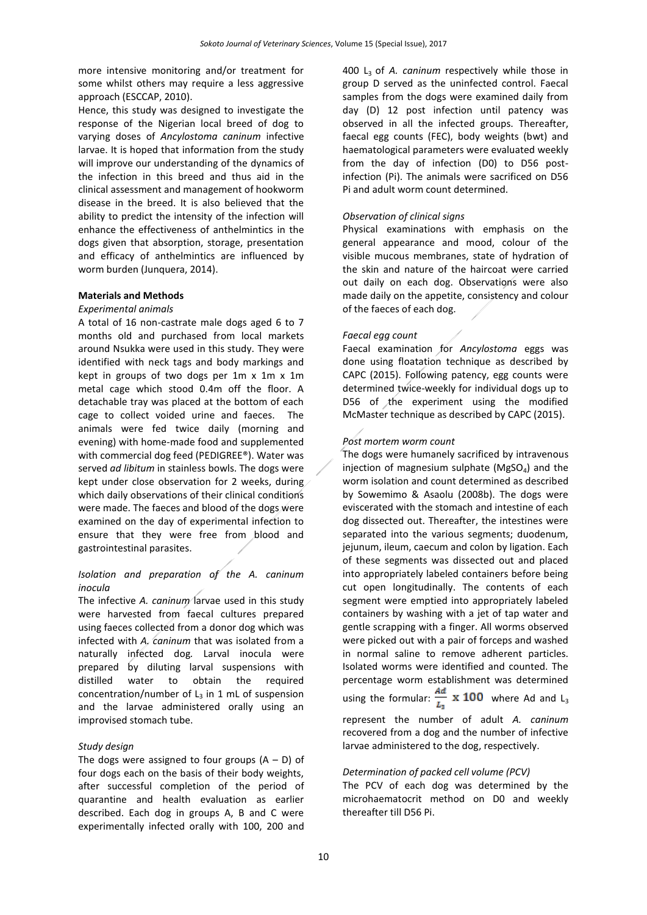more intensive monitoring and/or treatment for some whilst others may require a less aggressive approach (ESCCAP, 2010).

Hence, this study was designed to investigate the response of the Nigerian local breed of dog to varying doses of *Ancylostoma caninum* infective larvae. It is hoped that information from the study will improve our understanding of the dynamics of the infection in this breed and thus aid in the clinical assessment and management of hookworm disease in the breed. It is also believed that the ability to predict the intensity of the infection will enhance the effectiveness of anthelmintics in the dogs given that absorption, storage, presentation and efficacy of anthelmintics are influenced by worm burden (Junquera, 2014).

## Materials and Methods

### *Experimental animals*

A total of 16 non-castrate male dogs aged 6 to 7 months old and purchased from local markets around Nsukka were used in this study. They were identified with neck tags and body markings and kept in groups of two dogs per 1m x 1m x 1m metal cage which stood 0.4m off the floor. A detachable tray was placed at the bottom of each cage to collect voided urine and faeces. The animals were fed twice daily (morning and evening) with home-made food and supplemented with commercial dog feed (PEDIGREE®). Water was served *ad libitum* in stainless bowls. The dogs were kept under close observation for 2 weeks, during which daily observations of their clinical conditions were made. The faeces and blood of the dogs were examined on the day of experimental infection to ensure that they were free from blood and gastrointestinal parasites.

### *Isolation and preparation of the A. caninum inocula*

The infective *A. caninum* larvae used in this study were harvested from faecal cultures prepared using faeces collected from a donor dog which was infected with *A. caninum* that was isolated from a naturally infected dog. Larval inocula were prepared by diluting larval suspensions with distilled water to obtain the required concentration/number of $L_3$ in 1 mL of suspension and the larvae administered orally using an improvised stomach tube.

### *Study design*

The dogs were assigned to four groups (A – D) of four dogs each on the basis of their body weights, after successful completion of the period of quarantine and health evaluation as earlier described. Each dog in groups A, B and C were experimentally infected orally with 100, 200 and 400 $L_3$ of *A. caninum* respectively while those in group D served as the uninfected control. Faecal samples from the dogs were examined daily from day (D) 12 post infection until patency was observed in all the infected groups. Thereafter, faecal egg counts (FEC), body weights (bwt) and haematological parameters were evaluated weekly from the day of infection (D0) to D56 post-infection (Pi). The animals were sacrificed on D56 Pi and adult worm count determined.

### *Observation of clinical signs*

Physical examinations with emphasis on the general appearance and mood, colour of the visible mucous membranes, state of hydration of the skin and nature of the haircoat were carried out daily on each dog. Observations were also made daily on the appetite, consistency and colour of the faeces of each dog.

### *Faecal egg count*

Faecal examination for *Ancylostoma* eggs was done using floatation technique as described by CAPC (2015). Following patency, egg counts were determined twice-weekly for individual dogs up to D56 of the experiment using the modified McMaster technique as described by CAPC (2015).

### *Post mortem worm count*

The dogs were humanely sacrificed by intravenous injection of magnesium sulphate ($MgSO_4$) and the worm isolation and count determined as described by Sowemimo & Asaolu (2008b). The dogs were eviscerated with the stomach and intestine of each dog dissected out. Thereafter, the intestines were separated into the various segments; duodenum, jejunum, ileum, caecum and colon by ligation. Each of these segments was dissected out and placed into appropriately labeled containers before being cut open longitudinally. The contents of each segment were emptied into appropriately labeled containers by washing with a jet of tap water and gentle scrapping with a finger. All worms observed were picked out with a pair of forceps and washed in normal saline to remove adherent particles. Isolated worms were identified and counted. The percentage worm establishment was determined using the formular: $\frac{Ad}{L_3}$ x 100 where Ad and $L_3$ represent the number of adult *A. caninum* recovered from a dog and the number of infective larvae administered to the dog, respectively.

### *Determination of packed cell volume (PCV)*

The PCV of each dog was determined by the microhaematocrit method on D0 and weekly thereafter till D56 Pi.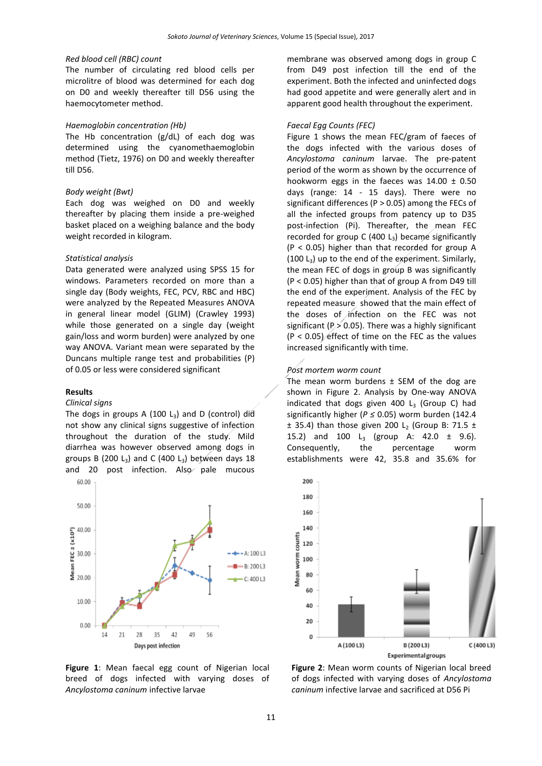*Red blood cell (RBC) count*

The number of circulating red blood cells per microlitre of blood was determined for each dog on D0 and weekly thereafter till D56 using the haemocytometer method.

*Haemoglobin concentration (Hb)*

The Hb concentration (g/dL) of each dog was determined using the cyanomethaemoglobin method (Tietz, 1976) on D0 and weekly thereafter till D56.

*Body weight (Bwt)*

Each dog was weighed on D0 and weekly thereafter by placing them inside a pre-weighed basket placed on a weighing balance and the body weight recorded in kilogram.

*Statistical analysis*

Data generated were analyzed using SPSS 15 for windows. Parameters recorded on more than a single day (Body weights, FEC, PCV, RBC and HBC) were analyzed by the Repeated Measures ANOVA in general linear model (GLIM) (Crawley 1993) while those generated on a single day (weight gain/loss and worm burden) were analyzed by one way ANOVA. Variant mean were separated by the Duncans multiple range test and probabilities (P) of 0.05 or less were considered significant

## Results

*Clinical signs*

The dogs in groups A (100 $L_3$) and D (control) did not show any clinical signs suggestive of infection throughout the duration of the study. Mild diarrhea was however observed among dogs in groups B (200 $L_3$) and C (400 $L_3$) between days 18 and 20 post infection. Also pale mucous membrane was observed among dogs in group C from D49 post infection till the end of the experiment. Both the infected and uninfected dogs had good appetite and were generally alert and in apparent good health throughout the experiment.

*Faecal Egg Counts (FEC)*

Figure 1 shows the mean FEC/gram of faeces of the dogs infected with the various doses of *Ancylostoma caninum* larvae. The pre-patent period of the worm as shown by the occurrence of hookworm eggs in the faeces was 14.00 ± 0.50 days (range: 14 - 15 days). There were no significant differences (P > 0.05) among the FECs of all the infected groups from patency up to D35 post-infection (Pi). Thereafter, the mean FEC recorded for group C (400 $L_3$) became significantly (P < 0.05) higher than that recorded for group A (100 $L_3$) up to the end of the experiment. Similarly, the mean FEC of dogs in group B was significantly (P < 0.05) higher than that of group A from D49 till the end of the experiment. Analysis of the FEC by repeated measure showed that the main effect of the doses of infection on the FEC was not significant (P > 0.05). There was a highly significant (P < 0.05) effect of time on the FEC as the values increased significantly with time.

*Post mortem worm count*

The mean worm burdens ± SEM of the dog are shown in Figure 2. Analysis by One-way ANOVA indicated that dogs given 400 $L_3$ (Group C) had significantly higher (*P* ≤ 0.05) worm burden (142.4 ± 35.4) than those given 200 $L_2$ (Group B: 71.5 ± 15.2) and 100 $L_3$ (group A: 42.0 ± 9.6). Consequently, the percentage worm establishments were 42, 35.8 and 35.6% for

**Figure 1**: Mean faecal egg count of Nigerian local breed of dogs infected with varying doses of *Ancylostoma caninum* infective larvae

**Figure 2**: Mean worm counts of Nigerian local breed of dogs infected with varying doses of *Ancylostoma caninum* infective larvae and sacrificed at D56 Pi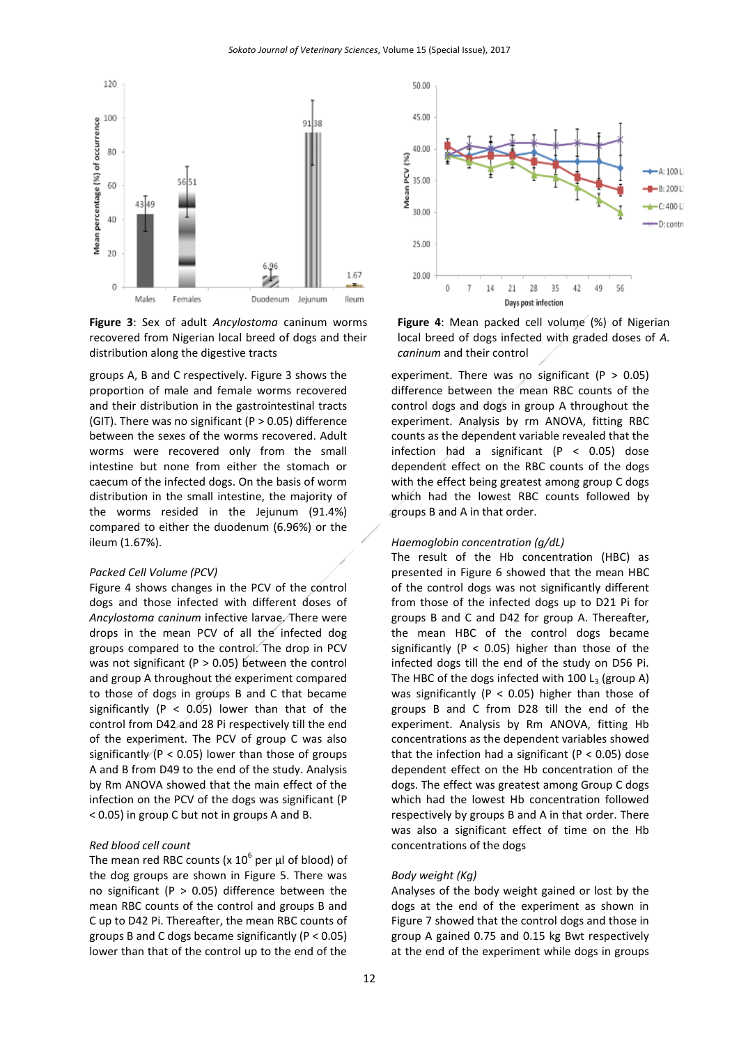**Figure 3**: Sex of adult *Ancylostoma* caninum worms recovered from Nigerian local breed of dogs and their distribution along the digestive tracts

**Figure 4**: Mean packed cell volume (%) of Nigerian local breed of dogs infected with graded doses of *A. caninum* and their control

groups A, B and C respectively. Figure 3 shows the proportion of male and female worms recovered and their distribution in the gastrointestinal tracts (GIT). There was no significant (P > 0.05) difference between the sexes of the worms recovered. Adult worms were recovered only from the small intestine but none from either the stomach or caecum of the infected dogs. On the basis of worm distribution in the small intestine, the majority of the worms resided in the Jejunum (91.4%) compared to either the duodenum (6.96%) or the ileum (1.67%).

*Packed Cell Volume (PCV)*

Figure 4 shows changes in the PCV of the control dogs and those infected with different doses of *Ancylostoma caninum* infective larvae. There were drops in the mean PCV of all the infected dog groups compared to the control. The drop in PCV was not significant (P > 0.05) between the control and group A throughout the experiment compared to those of dogs in groups B and C that became significantly (P < 0.05) lower than that of the control from D42 and 28 Pi respectively till the end of the experiment. The PCV of group C was also significantly (P < 0.05) lower than those of groups A and B from D49 to the end of the study. Analysis by Rm ANOVA showed that the main effect of the infection on the PCV of the dogs was significant (P < 0.05) in group C but not in groups A and B.

*Red blood cell count*

The mean red RBC counts (x $10^6$ per µl of blood) of the dog groups are shown in Figure 5. There was no significant (P > 0.05) difference between the mean RBC counts of the control and groups B and C up to D42 Pi. Thereafter, the mean RBC counts of groups B and C dogs became significantly (P < 0.05) lower than that of the control up to the end of the experiment. There was no significant (P > 0.05) difference between the mean RBC counts of the control dogs and dogs in group A throughout the experiment. Analysis by rm ANOVA, fitting RBC counts as the dependent variable revealed that the infection had a significant (P < 0.05) dose dependent effect on the RBC counts of the dogs with the effect being greatest among group C dogs which had the lowest RBC counts followed by groups B and A in that order.

*Haemoglobin concentration (g/dL)*

The result of the Hb concentration (HBC) as presented in Figure 6 showed that the mean HBC of the control dogs was not significantly different from those of the infected dogs up to D21 Pi for groups B and C and D42 for group A. Thereafter, the mean HBC of the control dogs became significantly (P < 0.05) higher than those of the infected dogs till the end of the study on D56 Pi. The HBC of the dogs infected with 100 $L_3$ (group A) was significantly (P < 0.05) higher than those of groups B and C from D28 till the end of the experiment. Analysis by Rm ANOVA, fitting Hb concentrations as the dependent variables showed that the infection had a significant (P < 0.05) dose dependent effect on the Hb concentration of the dogs. The effect was greatest among Group C dogs which had the lowest Hb concentration followed respectively by groups B and A in that order. There was also a significant effect of time on the Hb concentrations of the dogs

*Body weight (Kg)*

Analyses of the body weight gained or lost by the dogs at the end of the experiment as shown in Figure 7 showed that the control dogs and those in group A gained 0.75 and 0.15 kg Bwt respectively at the end of the experiment while dogs in groups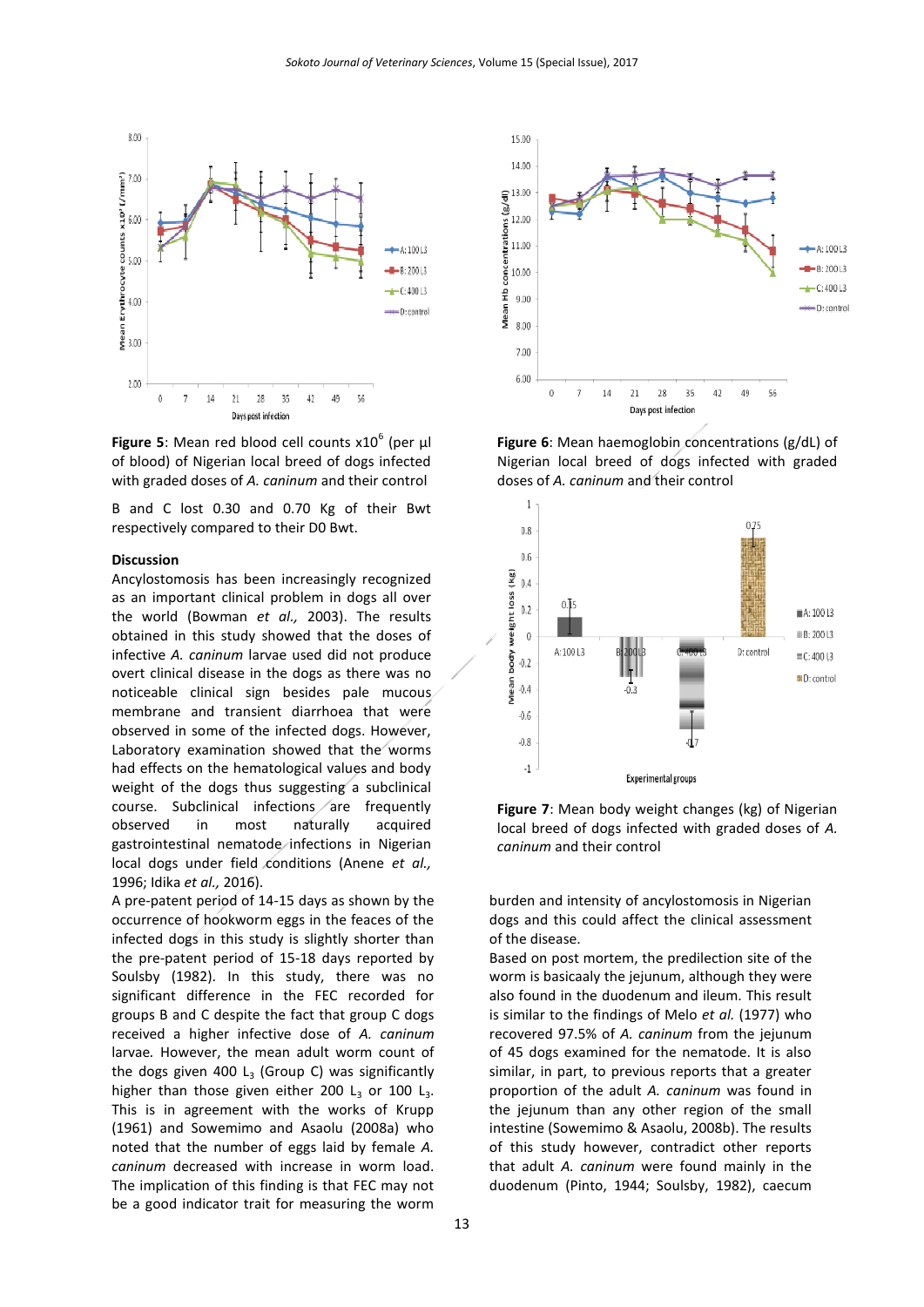**Figure 5**: Mean red blood cell counts x10[6] (per µl of blood) of Nigerian local breed of dogs infected with graded doses of *A. caninum* and their control

**Figure 6**: Mean haemoglobin concentrations (g/dL) of Nigerian local breed of dogs infected with graded doses of *A. caninum* and their control

**Figure 7**: Mean body weight changes (kg) of Nigerian local breed of dogs infected with graded doses of *A. caninum* and their control

B and C lost 0.30 and 0.70 Kg of their Bwt respectively compared to their D0 Bwt.

## Discussion

Ancylostomosis has been increasingly recognized as an important clinical problem in dogs all over the world (Bowman *et al.,* 2003). The results obtained in this study showed that the doses of infective *A. caninum* larvae used did not produce overt clinical disease in the dogs as there was no noticeable clinical sign besides pale mucous membrane and transient diarrhoea that were observed in some of the infected dogs. However, Laboratory examination showed that the worms had effects on the hematological values and body weight of the dogs thus suggesting a subclinical course. Subclinical infections are frequently observed in most naturally acquired gastrointestinal nematode infections in Nigerian local dogs under field conditions (Anene *et al.,* 1996; Idika *et al.,* 2016).

A pre-patent period of 14-15 days as shown by the occurrence of hookworm eggs in the feaces of the infected dogs in this study is slightly shorter than the pre-patent period of 15-18 days reported by Soulsby (1982). In this study, there was no significant difference in the FEC recorded for groups B and C despite the fact that group C dogs received a higher infective dose of *A. caninum* larvae. However, the mean adult worm count of the dogs given 400 $L_3$ (Group C) was significantly higher than those given either 200 $L_3$ or 100 $L_3$. This is in agreement with the works of Krupp (1961) and Sowemimo and Asaolu (2008a) who noted that the number of eggs laid by female *A. caninum* decreased with increase in worm load. The implication of this finding is that FEC may not be a good indicator trait for measuring the worm burden and intensity of ancylostomosis in Nigerian dogs and this could affect the clinical assessment of the disease.

Based on post mortem, the predilection site of the worm is basicaaly the jejunum, although they were also found in the duodenum and ileum. This result is similar to the findings of Melo *et al.* (1977) who recovered 97.5% of *A. caninum* from the jejunum of 45 dogs examined for the nematode. It is also similar, in part, to previous reports that a greater proportion of the adult *A. caninum* was found in the jejunum than any other region of the small intestine (Sowemimo & Asaolu, 2008b). The results of this study however, contradict other reports that adult *A. caninum* were found mainly in the duodenum (Pinto, 1944; Soulsby, 1982), caecum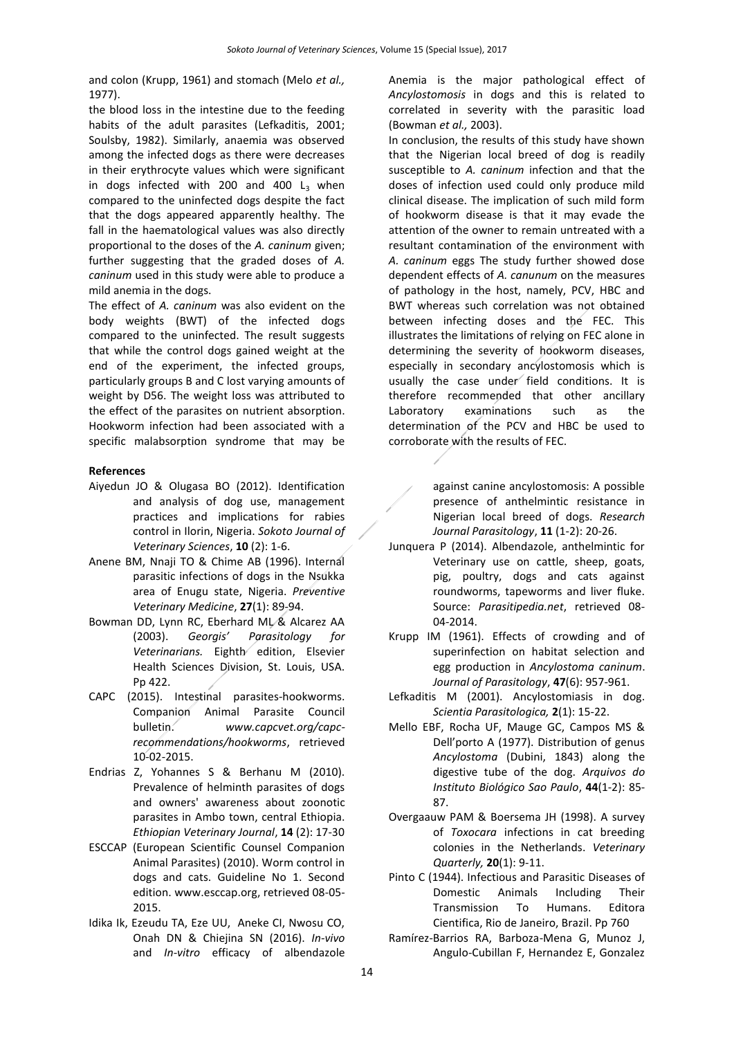and colon (Krupp, 1961) and stomach (Melo *et al.,* 1977).

the blood loss in the intestine due to the feeding habits of the adult parasites (Lefkaditis, 2001; Soulsby, 1982). Similarly, anaemia was observed among the infected dogs as there were decreases in their erythrocyte values which were significant in dogs infected with 200 and 400 $L_3$ when compared to the uninfected dogs despite the fact that the dogs appeared apparently healthy. The fall in the haematological values was also directly proportional to the doses of the *A. caninum* given; further suggesting that the graded doses of *A. caninum* used in this study were able to produce a mild anemia in the dogs.

The effect of *A. caninum* was also evident on the body weights (BWT) of the infected dogs compared to the uninfected. The result suggests that while the control dogs gained weight at the end of the experiment, the infected groups, particularly groups B and C lost varying amounts of weight by D56. The weight loss was attributed to the effect of the parasites on nutrient absorption. Hookworm infection had been associated with a specific malabsorption syndrome that may be

Anemia is the major pathological effect of *Ancylostomosis* in dogs and this is related to correlated in severity with the parasitic load (Bowman *et al.,* 2003).

In conclusion, the results of this study have shown that the Nigerian local breed of dog is readily susceptible to *A. caninum* infection and that the doses of infection used could only produce mild clinical disease. The implication of such mild form of hookworm disease is that it may evade the attention of the owner to remain untreated with a resultant contamination of the environment with *A. caninum* eggs The study further showed dose dependent effects of *A. canunum* on the measures of pathology in the host, namely, PCV, HBC and BWT whereas such correlation was not obtained between infecting doses and the FEC. This illustrates the limitations of relying on FEC alone in determining the severity of hookworm diseases, especially in secondary ancylostomosis which is usually the case under field conditions. It is therefore recommended that other ancillary Laboratory examinations such as the determination of the PCV and HBC be used to corroborate with the results of FEC.

**References**

Aiyedun JO & Olugasa BO (2012). Identification and analysis of dog use, management practices and implications for rabies control in Ilorin, Nigeria. *Sokoto Journal of Veterinary Sciences*, **10** (2): 1-6.

Anene BM, Nnaji TO & Chime AB (1996). Internal parasitic infections of dogs in the Nsukka area of Enugu state, Nigeria. *Preventive Veterinary Medicine*, **27**(1): 89-94.

Bowman DD, Lynn RC, Eberhard ML & Alcarez AA (2003). *Georgis' Parasitology for Veterinarians.* Eighth edition, Elsevier Health Sciences Division, St. Louis, USA. Pp 422.

CAPC (2015). Intestinal parasites-hookworms. Companion Animal Parasite Council bulletin. *www.capcvet.org/capc-recommendations/hookworms*, retrieved 10-02-2015.

Endrias Z, Yohannes S & Berhanu M (2010). Prevalence of helminth parasites of dogs and owners' awareness about zoonotic parasites in Ambo town, central Ethiopia. *Ethiopian Veterinary Journal*, **14** (2): 17-30

ESCCAP (European Scientific Counsel Companion Animal Parasites) (2010). Worm control in dogs and cats. Guideline No 1. Second edition. www.esccap.org, retrieved 08-05-2015.

Idika Ik, Ezeudu TA, Eze UU, Aneke CI, Nwosu CO, Onah DN & Chiejina SN (2016). *In-vivo* and *In-vitro* efficacy of albendazole against canine ancylostomosis: A possible presence of anthelmintic resistance in Nigerian local breed of dogs. *Research Journal Parasitology*, **11** (1-2): 20-26.

Junquera P (2014). Albendazole, anthelmintic for Veterinary use on cattle, sheep, goats, pig, poultry, dogs and cats against roundworms, tapeworms and liver fluke. Source: *Parasitipedia.net*, retrieved 08-04-2014.

Krupp IM (1961). Effects of crowding and of superinfection on habitat selection and egg production in *Ancylostoma caninum*. *Journal of Parasitology*, **47**(6): 957-961.

Lefkaditis M (2001). Ancylostomiasis in dog. *Scientia Parasitologica,* **2**(1): 15-22.

Mello EBF, Rocha UF, Mauge GC, Campos MS & Dell'porto A (1977). Distribution of genus *Ancylostoma* (Dubini, 1843) along the digestive tube of the dog. *Arquivos do Instituto Biológico Sao Paulo*, **44**(1-2): 85-87.

Overgaauw PAM & Boersema JH (1998). A survey of *Toxocara* infections in cat breeding colonies in the Netherlands. *Veterinary Quarterly,* **20**(1): 9-11.

Pinto C (1944). Infectious and Parasitic Diseases of Domestic Animals Including Their Transmission To Humans. Editora Cientifica, Rio de Janeiro, Brazil. Pp 760

Ramírez-Barrios RA, Barboza-Mena G, Munoz J, Angulo-Cubillan F, Hernandez E, Gonzalez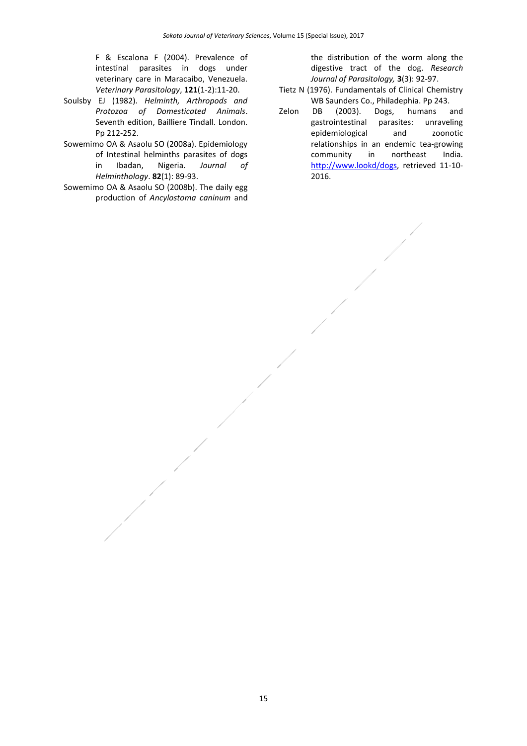F & Escalona F (2004). Prevalence of intestinal parasites in dogs under veterinary care in Maracaibo, Venezuela. *Veterinary Parasitology*, **121**(1-2):11-20.

Soulsby EJ (1982). *Helminth, Arthropods and Protozoa of Domesticated Animals*. Seventh edition, Bailliere Tindall. London. Pp 212-252.

Sowemimo OA & Asaolu SO (2008a). Epidemiology of Intestinal helminths parasites of dogs in Ibadan, Nigeria. *Journal of Helminthology*. **82**(1): 89-93.

Sowemimo OA & Asaolu SO (2008b). The daily egg production of *Ancylostoma caninum* and the distribution of the worm along the digestive tract of the dog. *Research Journal of Parasitology,* **3**(3): 92-97.

Tietz N (1976). Fundamentals of Clinical Chemistry WB Saunders Co., Philadephia. Pp 243.

Zelon DB (2003). Dogs, humans and gastrointestinal parasites: unraveling epidemiological and zoonotic relationships in an endemic tea-growing community in northeast India. http://www.lookd/dogs, retrieved 11-10-2016.